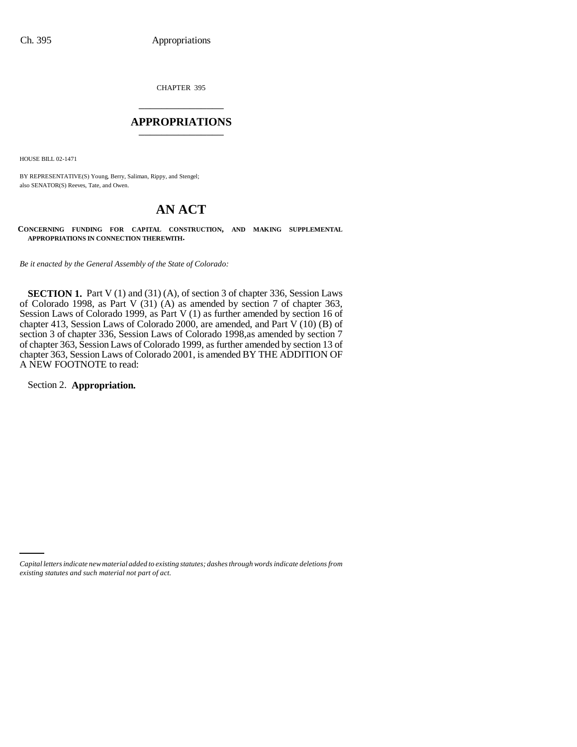CHAPTER 395

# APPROPRIATIONS

HOUSE BILL 02-1471

BY REPRESENTATIVE(S) Young, Berry, Saliman, Rippy, and Stengel;
also SENATOR(S) Reeves, Tate, and Owen.

# AN ACT

**CONCERNING FUNDING FOR CAPITAL CONSTRUCTION, AND MAKING SUPPLEMENTAL APPROPRIATIONS IN CONNECTION THEREWITH.**

*Be it enacted by the General Assembly of the State of Colorado:*

**SECTION 1.** Part V (1) and (31) (A), of section 3 of chapter 336, Session Laws of Colorado 1998, as Part V (31) (A) as amended by section 7 of chapter 363, Session Laws of Colorado 1999, as Part V (1) as further amended by section 16 of chapter 413, Session Laws of Colorado 2000, are amended, and Part V (10) (B) of section 3 of chapter 336, Session Laws of Colorado 1998,as amended by section 7 of chapter 363, Session Laws of Colorado 1999, as further amended by section 13 of chapter 363, Session Laws of Colorado 2001, is amended BY THE ADDITION OF A NEW FOOTNOTE to read:

Section 2. **Appropriation.**

*Capital letters indicate new material added to existing statutes; dashes through words indicate deletions from existing statutes and such material not part of act.*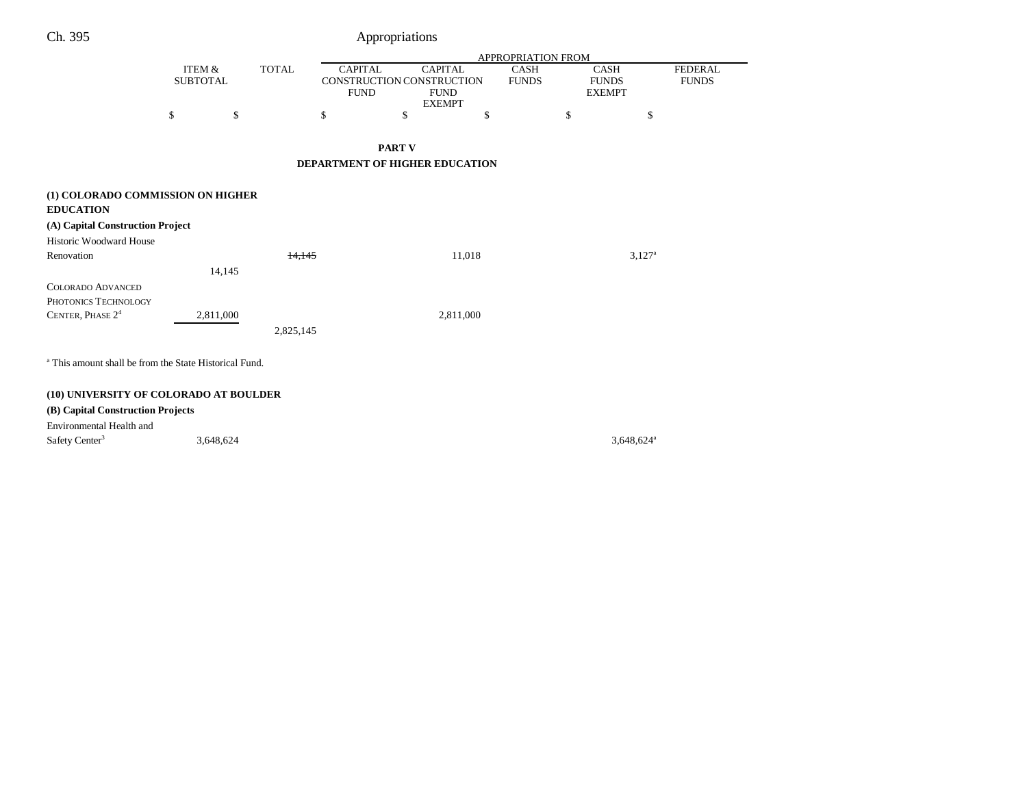| | ITEM & SUBTOTAL | TOTAL | APPROPRIATION FROM | | | | |
|---|---|---|---|---|---|---|---|
| | | | CAPITAL CONSTRUCTION FUND | CAPITAL CONSTRUCTION FUND EXEMPT | CASH FUNDS | CASH FUNDS EXEMPT | FEDERAL FUNDS |
| | $ | $ | $ | $ | $ | $ | $ |

## PART V

## DEPARTMENT OF HIGHER EDUCATION

| | ITEM & SUBTOTAL | TOTAL | CAPITAL CONSTRUCTION FUND | CAPITAL CONSTRUCTION FUND EXEMPT | CASH FUNDS | CASH FUNDS EXEMPT | FEDERAL FUNDS |
|---|---|---|---|---|---|---|---|
| **(1) COLORADO COMMISSION ON HIGHER EDUCATION** | | | | | | | |
| **(A) Capital Construction Project** | | | | | | | |
| Historic Woodward House Renovation | | ~~14,145~~ | | 11,018 | | 3,127[a] | |
| | 14,145 | | | | | | |
| COLORADO ADVANCED PHOTONICS TECHNOLOGY CENTER, PHASE 2[4] | 2,811,000 | | | 2,811,000 | | | |
| | | 2,825,145 | | | | | |

[a] This amount shall be from the State Historical Fund.

| | ITEM & SUBTOTAL | TOTAL | CAPITAL CONSTRUCTION FUND | CAPITAL CONSTRUCTION FUND EXEMPT | CASH FUNDS | CASH FUNDS EXEMPT | FEDERAL FUNDS |
|---|---|---|---|---|---|---|---|
| **(10) UNIVERSITY OF COLORADO AT BOULDER** | | | | | | | |
| **(B) Capital Construction Projects** | | | | | | | |
| Environmental Health and Safety Center[3] | 3,648,624 | | | | | 3,648,624[a] | |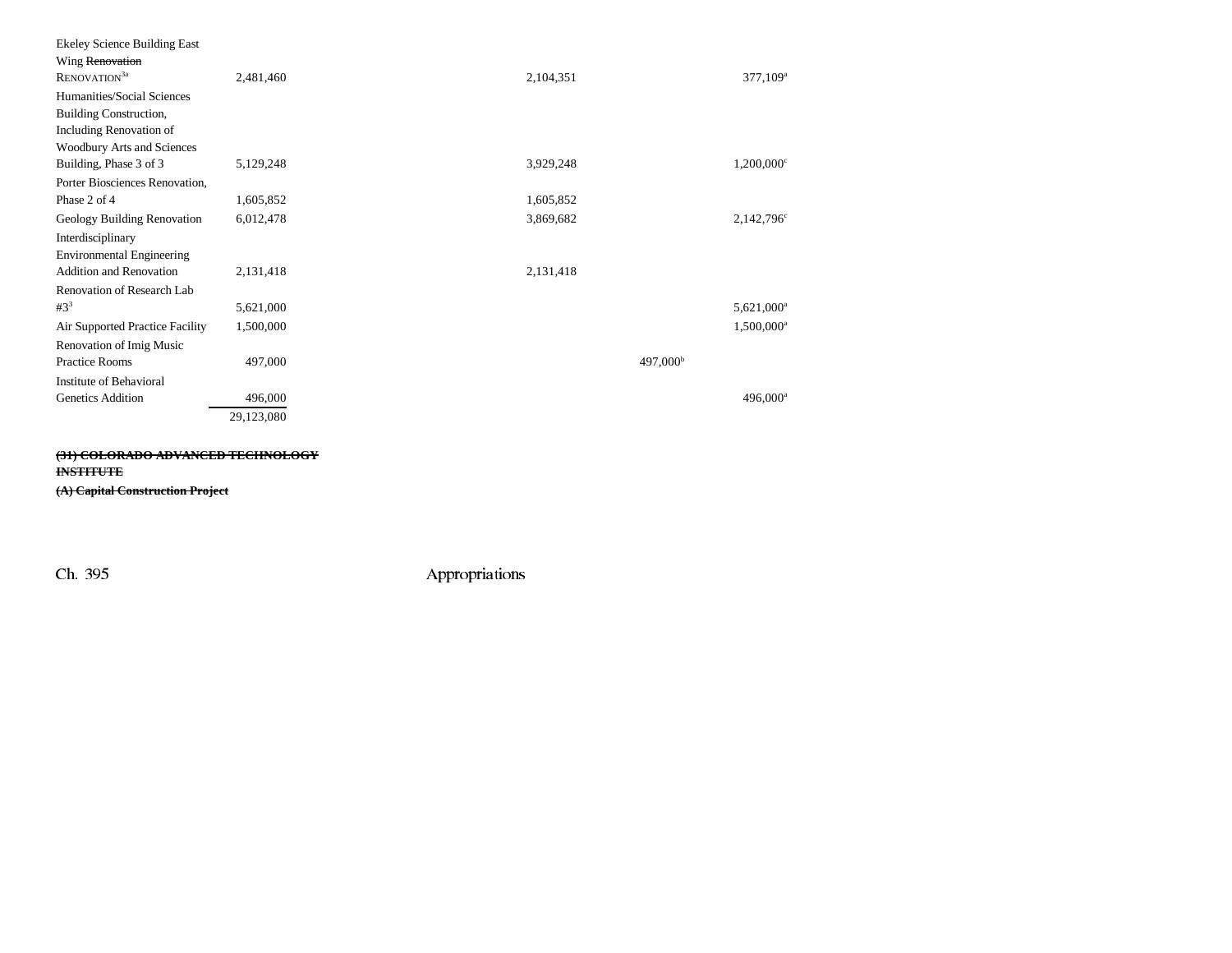| | | | | |
|---|---|---|---|---|
| Ekeley Science Building East Wing ~~Renovation~~ RENOVATION[3a] | 2,481,460 | 2,104,351 | | 377,109[a] |
| Humanities/Social Sciences Building Construction, Including Renovation of Woodbury Arts and Sciences Building, Phase 3 of 3 | 5,129,248 | 3,929,248 | | 1,200,000[c] |
| Porter Biosciences Renovation, Phase 2 of 4 | 1,605,852 | 1,605,852 | | |
| Geology Building Renovation | 6,012,478 | 3,869,682 | | 2,142,796[c] |
| Interdisciplinary Environmental Engineering Addition and Renovation | 2,131,418 | 2,131,418 | | |
| Renovation of Research Lab #3[3] | 5,621,000 | | | 5,621,000[a] |
| Air Supported Practice Facility | 1,500,000 | | | 1,500,000[a] |
| Renovation of Imig Music Practice Rooms | 497,000 | | 497,000[b] | |
| Institute of Behavioral Genetics Addition | 496,000 | | | 496,000[a] |
| | 29,123,080 | | | |

~~**(31) COLORADO ADVANCED TECHNOLOGY INSTITUTE**~~

~~**(A) Capital Construction Project**~~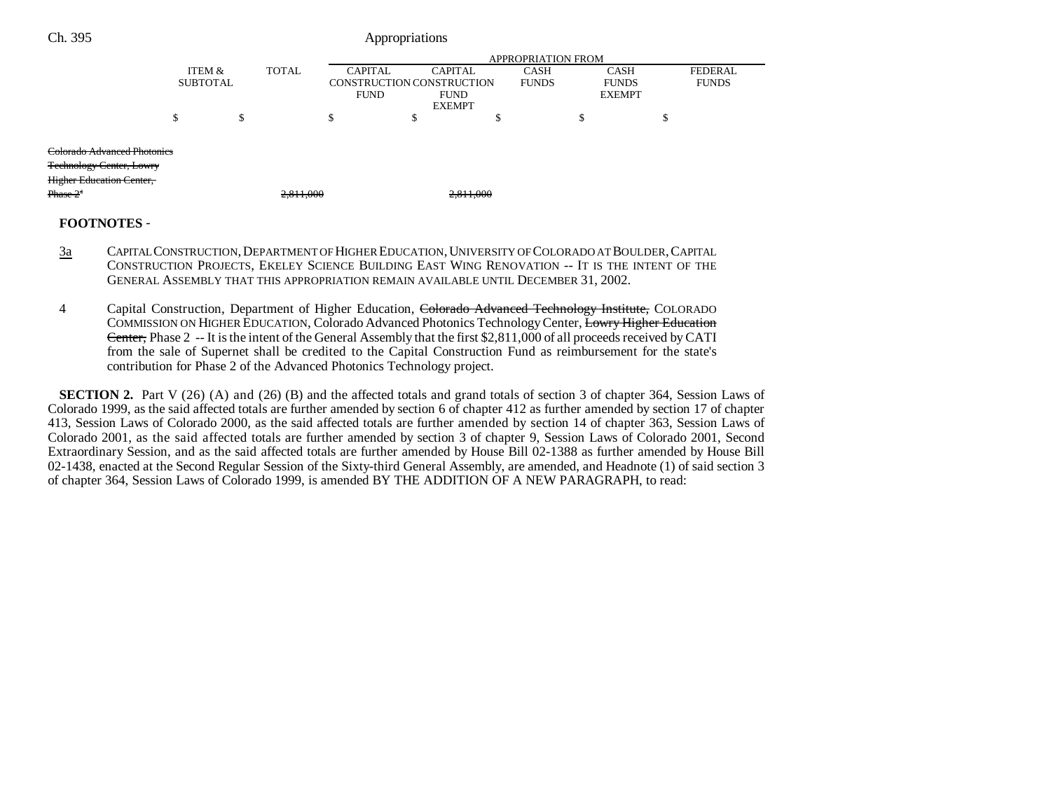| | ITEM & SUBTOTAL | TOTAL | APPROPRIATION FROM CAPITAL CONSTRUCTION FUND | CAPITAL CONSTRUCTION FUND EXEMPT | CASH FUNDS | CASH FUNDS EXEMPT | FEDERAL FUNDS |
|---|---|---|---|---|---|---|---|
| | $ | $ | $ | $ | $ | $ | $ |
| ~~Colorado Advanced Photonics Technology Center, Lowry Higher Education Center, Phase 2[4]~~ | | ~~2,811,000~~ | | ~~2,811,000~~ | | | |

**FOOTNOTES** -

3a CAPITAL CONSTRUCTION, DEPARTMENT OF HIGHER EDUCATION, UNIVERSITY OF COLORADO AT BOULDER, CAPITAL CONSTRUCTION PROJECTS, EKELEY SCIENCE BUILDING EAST WING RENOVATION -- IT IS THE INTENT OF THE GENERAL ASSEMBLY THAT THIS APPROPRIATION REMAIN AVAILABLE UNTIL DECEMBER 31, 2002.

4 Capital Construction, Department of Higher Education, ~~Colorado Advanced Technology Institute,~~ COLORADO COMMISSION ON HIGHER EDUCATION, Colorado Advanced Photonics Technology Center, ~~Lowry Higher Education Center,~~ Phase 2 -- It is the intent of the General Assembly that the first $2,811,000 of all proceeds received by CATI from the sale of Supernet shall be credited to the Capital Construction Fund as reimbursement for the state's contribution for Phase 2 of the Advanced Photonics Technology project.

**SECTION 2.** Part V (26) (A) and (26) (B) and the affected totals and grand totals of section 3 of chapter 364, Session Laws of Colorado 1999, as the said affected totals are further amended by section 6 of chapter 412 as further amended by section 17 of chapter 413, Session Laws of Colorado 2000, as the said affected totals are further amended by section 14 of chapter 363, Session Laws of Colorado 2001, as the said affected totals are further amended by section 3 of chapter 9, Session Laws of Colorado 2001, Second Extraordinary Session, and as the said affected totals are further amended by House Bill 02-1388 as further amended by House Bill 02-1438, enacted at the Second Regular Session of the Sixty-third General Assembly, are amended, and Headnote (1) of said section 3 of chapter 364, Session Laws of Colorado 1999, is amended BY THE ADDITION OF A NEW PARAGRAPH, to read: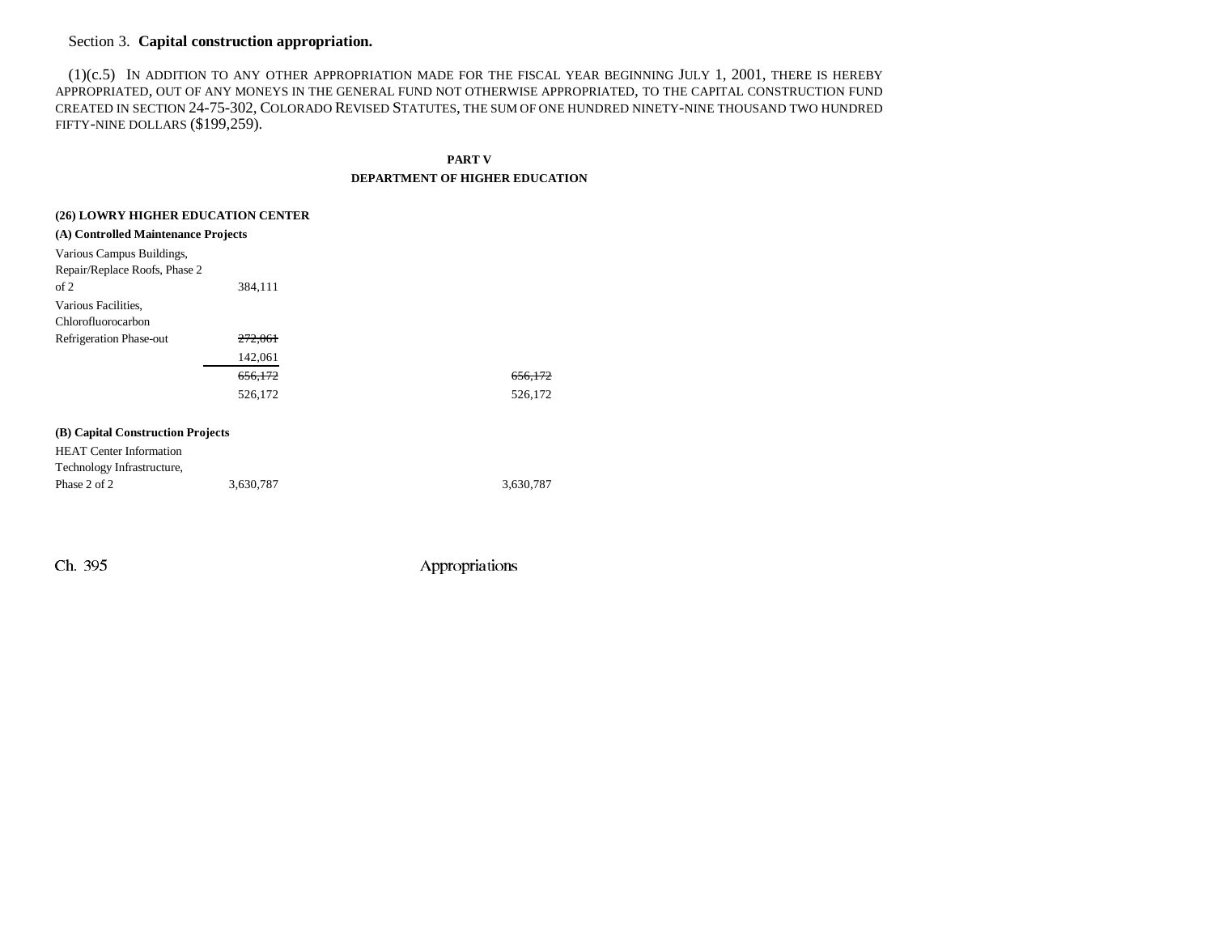Section 3. **Capital construction appropriation.**

(1)(c.5) IN ADDITION TO ANY OTHER APPROPRIATION MADE FOR THE FISCAL YEAR BEGINNING JULY 1, 2001, THERE IS HEREBY APPROPRIATED, OUT OF ANY MONEYS IN THE GENERAL FUND NOT OTHERWISE APPROPRIATED, TO THE CAPITAL CONSTRUCTION FUND CREATED IN SECTION 24-75-302, COLORADO REVISED STATUTES, THE SUM OF ONE HUNDRED NINETY-NINE THOUSAND TWO HUNDRED FIFTY-NINE DOLLARS ($199,259).

**PART V**

**DEPARTMENT OF HIGHER EDUCATION**

**(26) LOWRY HIGHER EDUCATION CENTER**

**(A) Controlled Maintenance Projects**

| | | |
|---|---|---|
| Various Campus Buildings, Repair/Replace Roofs, Phase 2 of 2 | 384,111 | |
| Various Facilities, Chlorofluorocarbon Refrigeration Phase-out | ~~272,061~~ 142,061 | |
| | ~~656,172~~ 526,172 | ~~656,172~~ 526,172 |

**(B) Capital Construction Projects**

| | | |
|---|---|---|
| HEAT Center Information Technology Infrastructure, Phase 2 of 2 | 3,630,787 | 3,630,787 |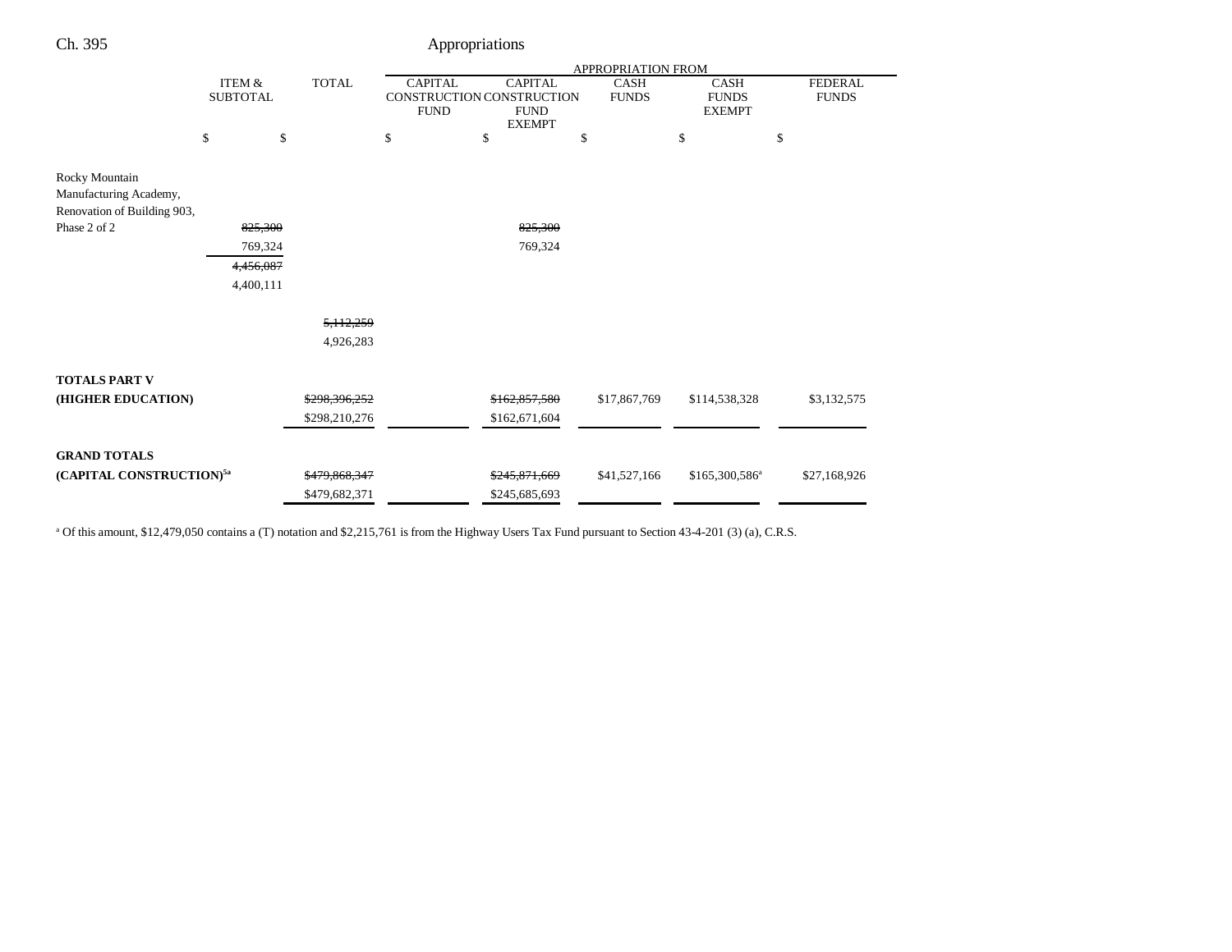| | ITEM & SUBTOTAL | TOTAL | APPROPRIATION FROM CAPITAL CONSTRUCTION FUND | CAPITAL CONSTRUCTION FUND EXEMPT | CASH FUNDS | CASH FUNDS EXEMPT | FEDERAL FUNDS |
|---|---|---|---|---|---|---|---|
| | $ | $ | $ | $ | $ | $ | $ |
| Rocky Mountain Manufacturing Academy, Renovation of Building 903, Phase 2 of 2 | ~~825,300~~ 769,324 | | | ~~825,300~~ 769,324 | | | |
| | ~~4,456,087~~ 4,400,111 | | | | | | |
| | | ~~5,112,259~~ 4,926,283 | | | | | |
| **TOTALS PART V (HIGHER EDUCATION)** | | ~~$298,396,252~~ $298,210,276 | | ~~$162,857,580~~ $162,671,604 | $17,867,769 | $114,538,328 | $3,132,575 |
| **GRAND TOTALS (CAPITAL CONSTRUCTION)**[5a] | | ~~$479,868,347~~ $479,682,371 | | ~~$245,871,669~~ $245,685,693 | $41,527,166 | $165,300,586[a] | $27,168,926 |

[a] Of this amount, $12,479,050 contains a (T) notation and $2,215,761 is from the Highway Users Tax Fund pursuant to Section 43-4-201 (3) (a), C.R.S.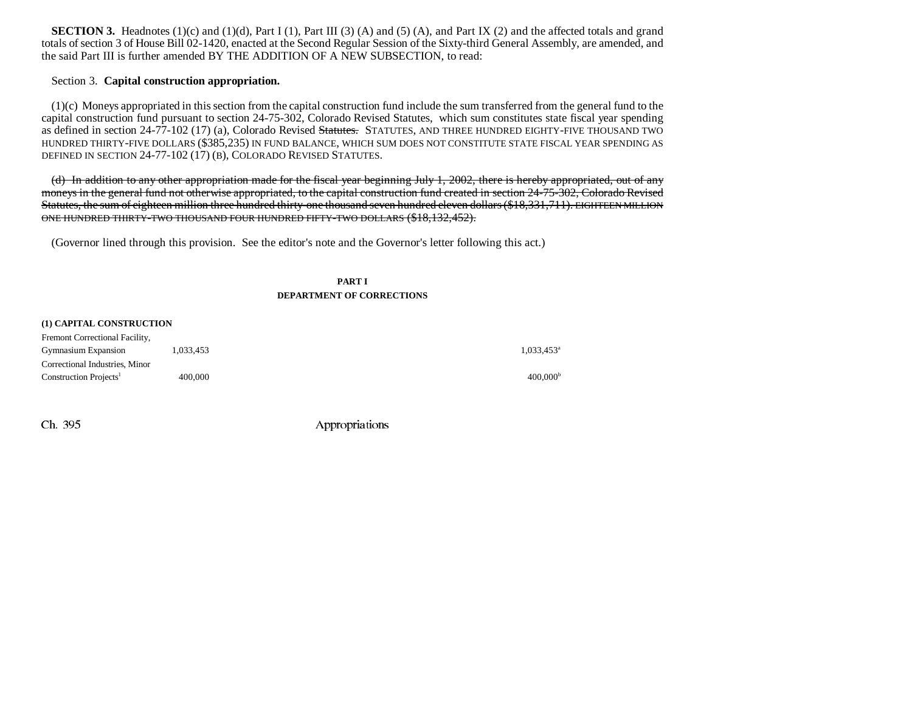**SECTION 3.** Headnotes (1)(c) and (1)(d), Part I (1), Part III (3) (A) and (5) (A), and Part IX (2) and the affected totals and grand totals of section 3 of House Bill 02-1420, enacted at the Second Regular Session of the Sixty-third General Assembly, are amended, and the said Part III is further amended BY THE ADDITION OF A NEW SUBSECTION, to read:

Section 3. **Capital construction appropriation.**

(1)(c) Moneys appropriated in this section from the capital construction fund include the sum transferred from the general fund to the capital construction fund pursuant to section 24-75-302, Colorado Revised Statutes, which sum constitutes state fiscal year spending as defined in section 24-77-102 (17) (a), Colorado Revised ~~Statutes.~~ STATUTES, AND THREE HUNDRED EIGHTY-FIVE THOUSAND TWO HUNDRED THIRTY-FIVE DOLLARS ($385,235) IN FUND BALANCE, WHICH SUM DOES NOT CONSTITUTE STATE FISCAL YEAR SPENDING AS DEFINED IN SECTION 24-77-102 (17) (B), COLORADO REVISED STATUTES.

~~(d) In addition to any other appropriation made for the fiscal year beginning July 1, 2002, there is hereby appropriated, out of any moneys in the general fund not otherwise appropriated, to the capital construction fund created in section 24-75-302, Colorado Revised Statutes, the sum of eighteen million three hundred thirty-one thousand seven hundred eleven dollars ($18,331,711). EIGHTEEN MILLION ONE HUNDRED THIRTY-TWO THOUSAND FOUR HUNDRED FIFTY-TWO DOLLARS ($18,132,452).~~

(Governor lined through this provision. See the editor's note and the Governor's letter following this act.)

**PART I**
**DEPARTMENT OF CORRECTIONS**

**(1) CAPITAL CONSTRUCTION**

| | | |
|---|---|---|
| Fremont Correctional Facility, Gymnasium Expansion | 1,033,453 | 1,033,453[a] |
| Correctional Industries, Minor Construction Projects[1] | 400,000 | 400,000[b] |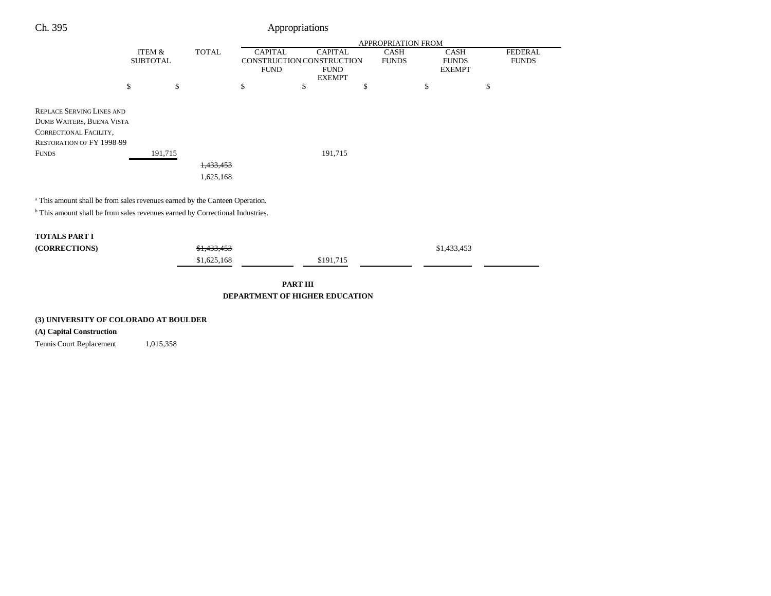| | ITEM & SUBTOTAL | TOTAL | APPROPRIATION FROM | | | | |
|---|---|---|---|---|---|---|---|
| | | | CAPITAL CONSTRUCTION FUND | CAPITAL CONSTRUCTION FUND EXEMPT | CASH FUNDS | CASH FUNDS EXEMPT | FEDERAL FUNDS |
| | $ | $ | $ | $ | $ | $ | $ |
| REPLACE SERVING LINES AND DUMB WAITERS, BUENA VISTA CORRECTIONAL FACILITY, RESTORATION OF FY 1998-99 FUNDS | 191,715 | | | 191,715 | | | |
| | | ~~1,433,453~~ | | | | | |
| | | 1,625,168 | | | | | |

[a] This amount shall be from sales revenues earned by the Canteen Operation.

[b] This amount shall be from sales revenues earned by Correctional Industries.

| | ITEM & SUBTOTAL | TOTAL | CAPITAL CONSTRUCTION FUND | CAPITAL CONSTRUCTION FUND EXEMPT | CASH FUNDS | CASH FUNDS EXEMPT | FEDERAL FUNDS |
|---|---|---|---|---|---|---|---|
| **TOTALS PART I (CORRECTIONS)** | | ~~$1,433,453~~ | | | | $1,433,453 | |
| | | $1,625,168 | | $191,715 | | | |

**PART III**
**DEPARTMENT OF HIGHER EDUCATION**

**(3) UNIVERSITY OF COLORADO AT BOULDER**

**(A) Capital Construction**

| | ITEM & SUBTOTAL | TOTAL | CAPITAL CONSTRUCTION FUND | CAPITAL CONSTRUCTION FUND EXEMPT | CASH FUNDS | CASH FUNDS EXEMPT | FEDERAL FUNDS |
|---|---|---|---|---|---|---|---|
| Tennis Court Replacement | 1,015,358 | | | | | | |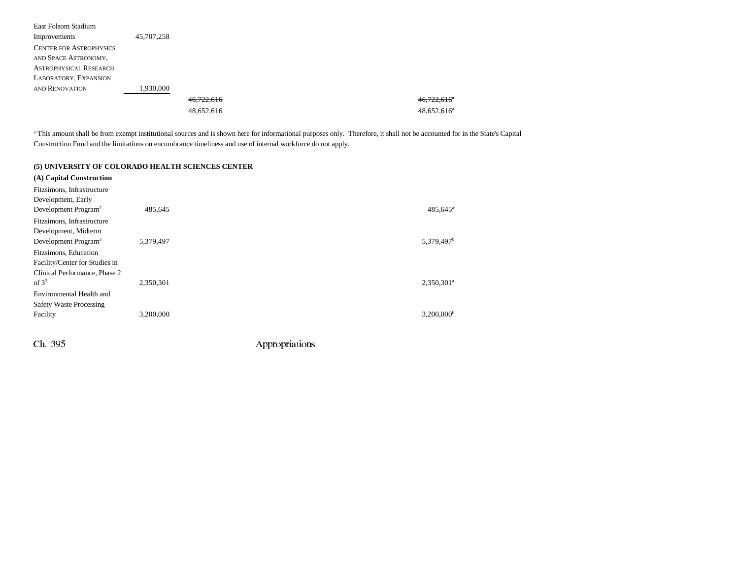| | | | |
|---|---|---|---|
| East Folsom Stadium Improvements | 45,707,258 | | |
| CENTER FOR ASTROPHYSICS AND SPACE ASTRONOMY, ASTROPHYSICAL RESEARCH LABORATORY, EXPANSION AND RENOVATION | 1,930,000 | | |
| | | ~~46,722,616~~ | ~~46,722,616~~[a] |
| | | 48,652,616 | 48,652,616[a] |

[a] This amount shall be from exempt institutional sources and is shown here for informational purposes only. Therefore, it shall not be accounted for in the State's Capital Construction Fund and the limitations on encumbrance timeliness and use of internal workforce do not apply.

**(5) UNIVERSITY OF COLORADO HEALTH SCIENCES CENTER**

**(A) Capital Construction**

| | | | |
|---|---|---|---|
| Fitzsimons, Infrastructure Development, Early Development Program[2] | 485,645 | | 485,645[a] |
| Fitzsimons, Infrastructure Development, Midterm Development Program[3] | 5,379,497 | | 5,379,497[b] |
| Fitzsimons, Education Facility/Center for Studies in Clinical Performance, Phase 2 of 3[3] | 2,350,301 | | 2,350,301[a] |
| Environmental Health and Safety Waste Processing Facility | 3,200,000 | | 3,200,000[b] |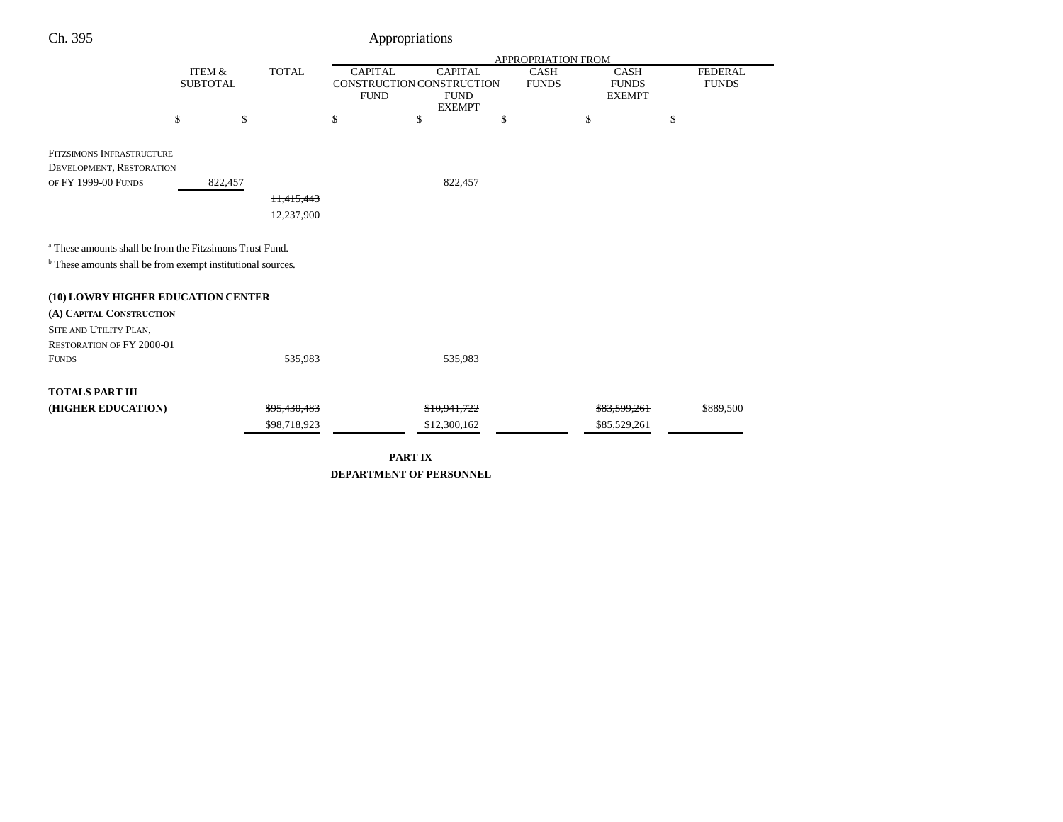| | ITEM & SUBTOTAL | TOTAL | CAPITAL CONSTRUCTION FUND | CAPITAL CONSTRUCTION FUND EXEMPT | CASH FUNDS | CASH FUNDS EXEMPT | FEDERAL FUNDS |
|---|---|---|---|---|---|---|---|
| | | | APPROPRIATION FROM | | | | |
| | $ | $ | $ | $ | $ | $ | $ |
| FITZSIMONS INFRASTRUCTURE DEVELOPMENT, RESTORATION OF FY 1999-00 FUNDS | 822,457 | | | 822,457 | | | |
| | | ~~11,415,443~~ | | | | | |
| | | 12,237,900 | | | | | |

[a] These amounts shall be from the Fitzsimons Trust Fund.

[b] These amounts shall be from exempt institutional sources.

**(10) LOWRY HIGHER EDUCATION CENTER**

**(A) CAPITAL CONSTRUCTION**

| | ITEM & SUBTOTAL | TOTAL | CAPITAL CONSTRUCTION FUND | CAPITAL CONSTRUCTION FUND EXEMPT | CASH FUNDS | CASH FUNDS EXEMPT | FEDERAL FUNDS |
|---|---|---|---|---|---|---|---|
| SITE AND UTILITY PLAN, RESTORATION OF FY 2000-01 FUNDS | | 535,983 | | 535,983 | | | |
| **TOTALS PART III (HIGHER EDUCATION)** | | ~~$95,430,483~~ | | ~~$10,941,722~~ | | ~~$83,599,261~~ | $889,500 |
| | | $98,718,923 | | $12,300,162 | | $85,529,261 | |

**PART IX**

**DEPARTMENT OF PERSONNEL**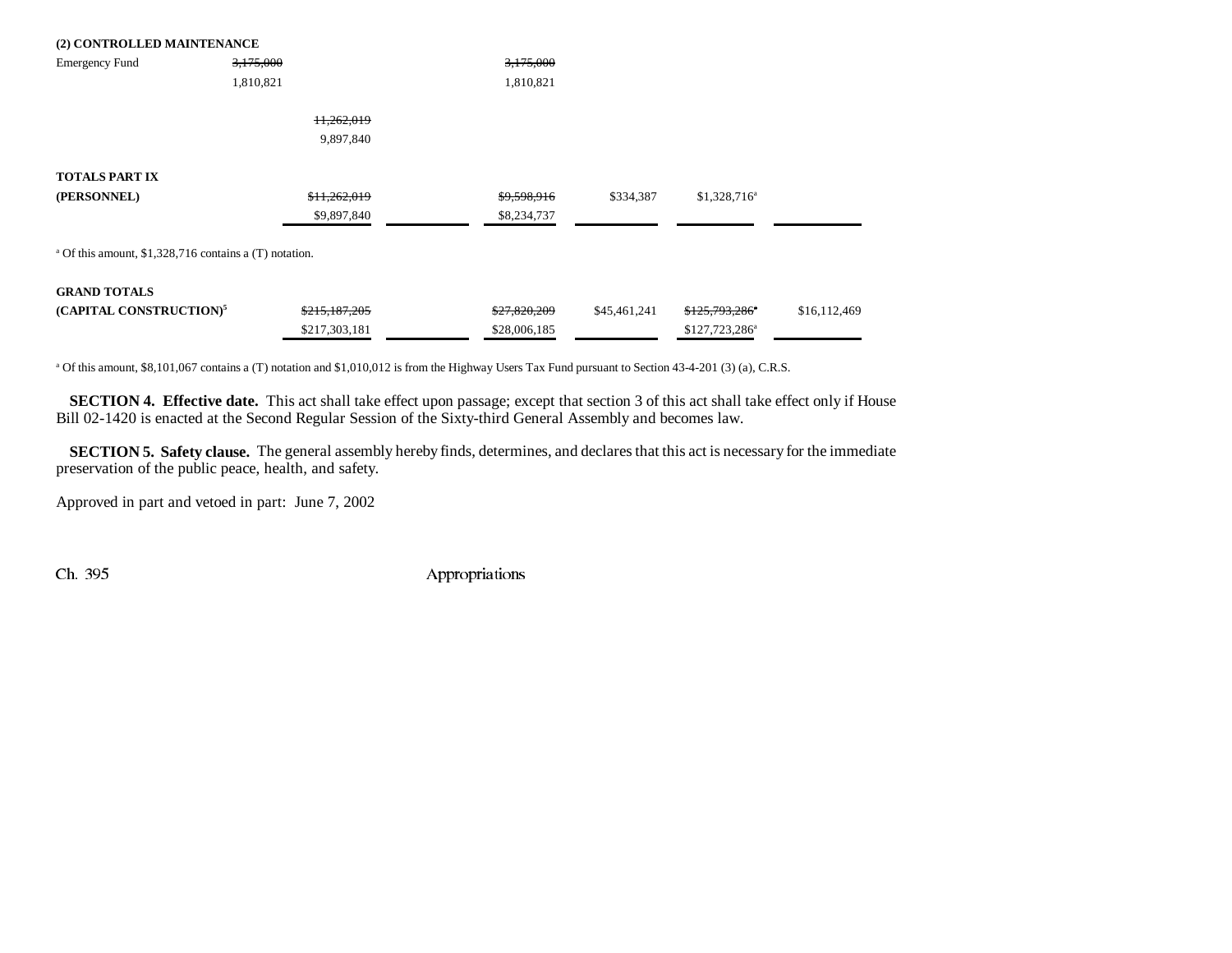**(2) CONTROLLED MAINTENANCE**

| | | | | | | | |
|---|---|---|---|---|---|---|---|
| Emergency Fund | ~~3,175,000~~ | | | ~~3,175,000~~ | | | |
| | 1,810,821 | | | 1,810,821 | | | |
| | | ~~11,262,019~~ | | | | | |
| | | 9,897,840 | | | | | |
| **TOTALS PART IX** | | | | | | | |
| **(PERSONNEL)** | | ~~$11,262,019~~ | | ~~$9,598,916~~ | $334,387 | $1,328,716[a] | |
| | | $9,897,840 | | $8,234,737 | | | |

[a] Of this amount, $1,328,716 contains a (T) notation.

| | | | | | | |
|---|---|---|---|---|---|---|
| **GRAND TOTALS** | | | | | | |
| **(CAPITAL CONSTRUCTION)[5]** | ~~$215,187,205~~ | | ~~$27,820,209~~ | $45,461,241 | ~~$125,793,286[a]~~ | $16,112,469 |
| | $217,303,181 | | $28,006,185 | | $127,723,286[a] | |

[a] Of this amount, $8,101,067 contains a (T) notation and $1,010,012 is from the Highway Users Tax Fund pursuant to Section 43-4-201 (3) (a), C.R.S.

**SECTION 4. Effective date.** This act shall take effect upon passage; except that section 3 of this act shall take effect only if House Bill 02-1420 is enacted at the Second Regular Session of the Sixty-third General Assembly and becomes law.

**SECTION 5. Safety clause.** The general assembly hereby finds, determines, and declares that this act is necessary for the immediate preservation of the public peace, health, and safety.

Approved in part and vetoed in part: June 7, 2002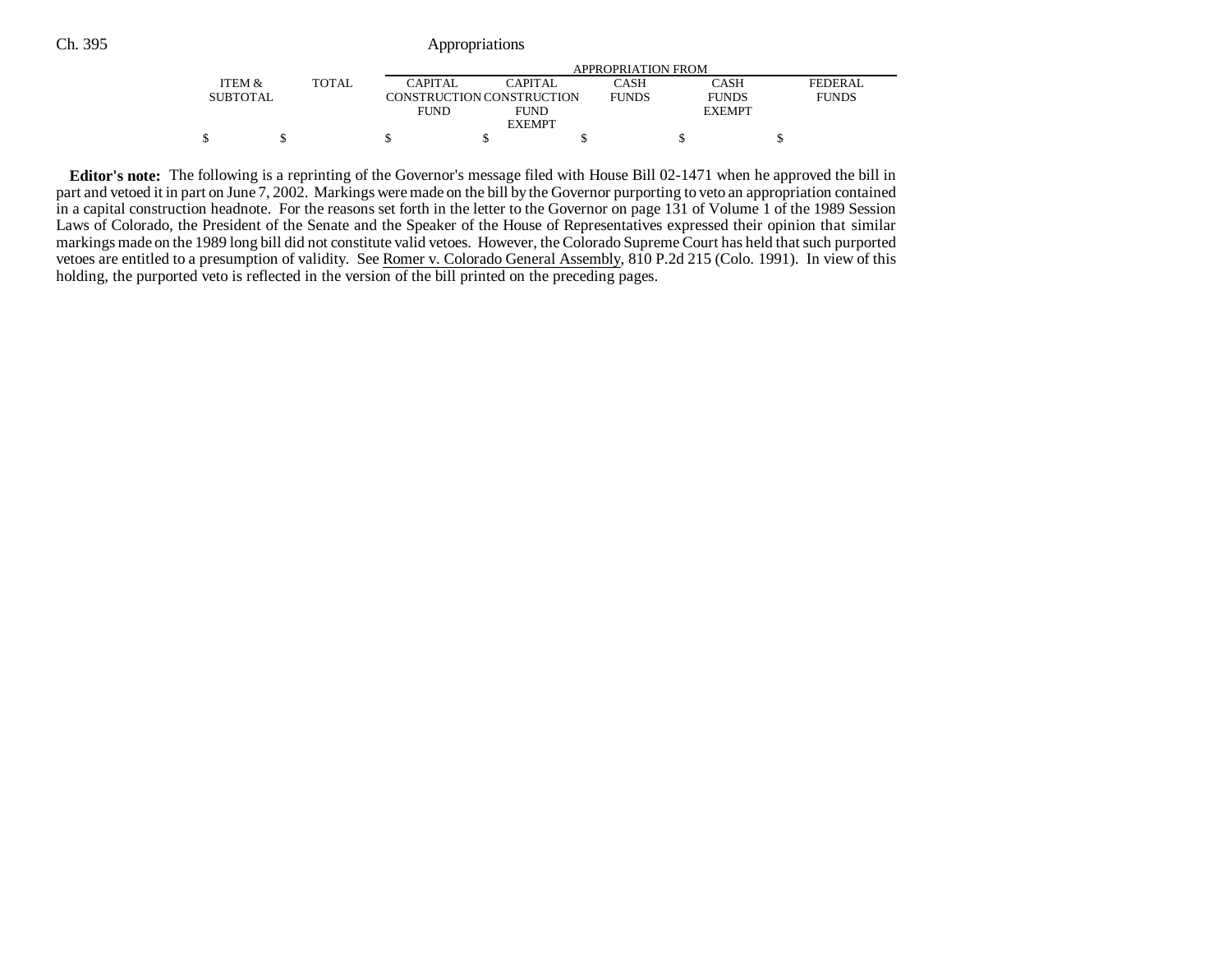| ITEM & SUBTOTAL | TOTAL | APPROPRIATION FROM | | | | |
|---|---|---|---|---|---|---|
| | | CAPITAL CONSTRUCTION FUND | CAPITAL CONSTRUCTION FUND EXEMPT | CASH FUNDS | CASH FUNDS EXEMPT | FEDERAL FUNDS |
| $ | $ | $ | $ | $ | $ | $ |

**Editor's note:** The following is a reprinting of the Governor's message filed with House Bill 02-1471 when he approved the bill in part and vetoed it in part on June 7, 2002. Markings were made on the bill by the Governor purporting to veto an appropriation contained in a capital construction headnote. For the reasons set forth in the letter to the Governor on page 131 of Volume 1 of the 1989 Session Laws of Colorado, the President of the Senate and the Speaker of the House of Representatives expressed their opinion that similar markings made on the 1989 long bill did not constitute valid vetoes. However, the Colorado Supreme Court has held that such purported vetoes are entitled to a presumption of validity. See Romer v. Colorado General Assembly, 810 P.2d 215 (Colo. 1991). In view of this holding, the purported veto is reflected in the version of the bill printed on the preceding pages.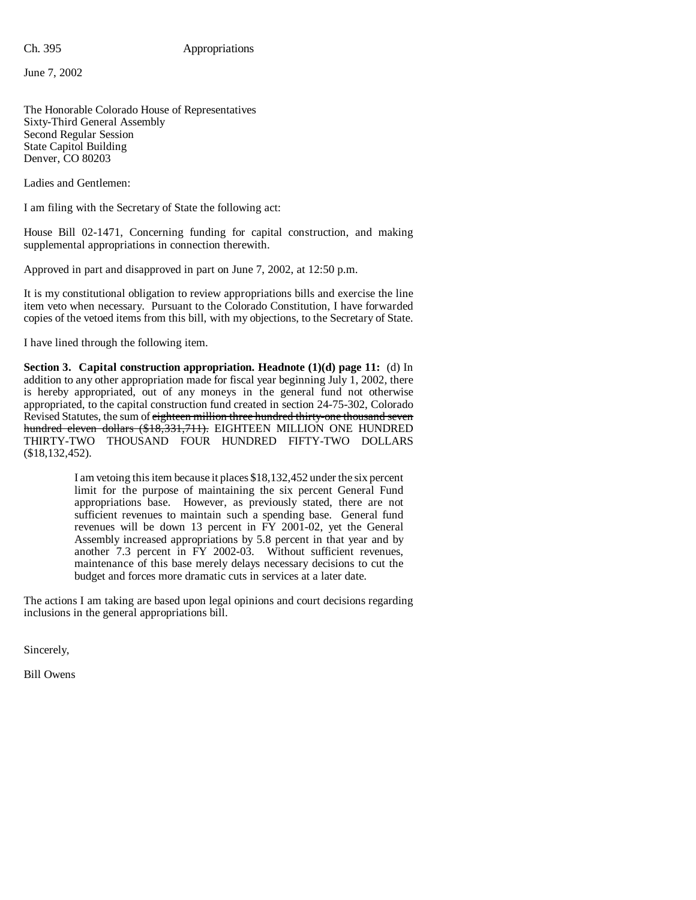June 7, 2002

The Honorable Colorado House of Representatives
Sixty-Third General Assembly
Second Regular Session
State Capitol Building
Denver, CO 80203

Ladies and Gentlemen:

I am filing with the Secretary of State the following act:

House Bill 02-1471, Concerning funding for capital construction, and making supplemental appropriations in connection therewith.

Approved in part and disapproved in part on June 7, 2002, at 12:50 p.m.

It is my constitutional obligation to review appropriations bills and exercise the line item veto when necessary. Pursuant to the Colorado Constitution, I have forwarded copies of the vetoed items from this bill, with my objections, to the Secretary of State.

I have lined through the following item.

**Section 3. Capital construction appropriation. Headnote (1)(d) page 11:** (d) In addition to any other appropriation made for fiscal year beginning July 1, 2002, there is hereby appropriated, out of any moneys in the general fund not otherwise appropriated, to the capital construction fund created in section 24-75-302, Colorado Revised Statutes, the sum of ~~eighteen million three hundred thirty-one thousand seven hundred eleven dollars ($18,331,711).~~ EIGHTEEN MILLION ONE HUNDRED THIRTY-TWO THOUSAND FOUR HUNDRED FIFTY-TWO DOLLARS ($18,132,452).

> I am vetoing this item because it places $18,132,452 under the six percent limit for the purpose of maintaining the six percent General Fund appropriations base. However, as previously stated, there are not sufficient revenues to maintain such a spending base. General fund revenues will be down 13 percent in FY 2001-02, yet the General Assembly increased appropriations by 5.8 percent in that year and by another 7.3 percent in FY 2002-03. Without sufficient revenues, maintenance of this base merely delays necessary decisions to cut the budget and forces more dramatic cuts in services at a later date.

The actions I am taking are based upon legal opinions and court decisions regarding inclusions in the general appropriations bill.

Sincerely,

Bill Owens